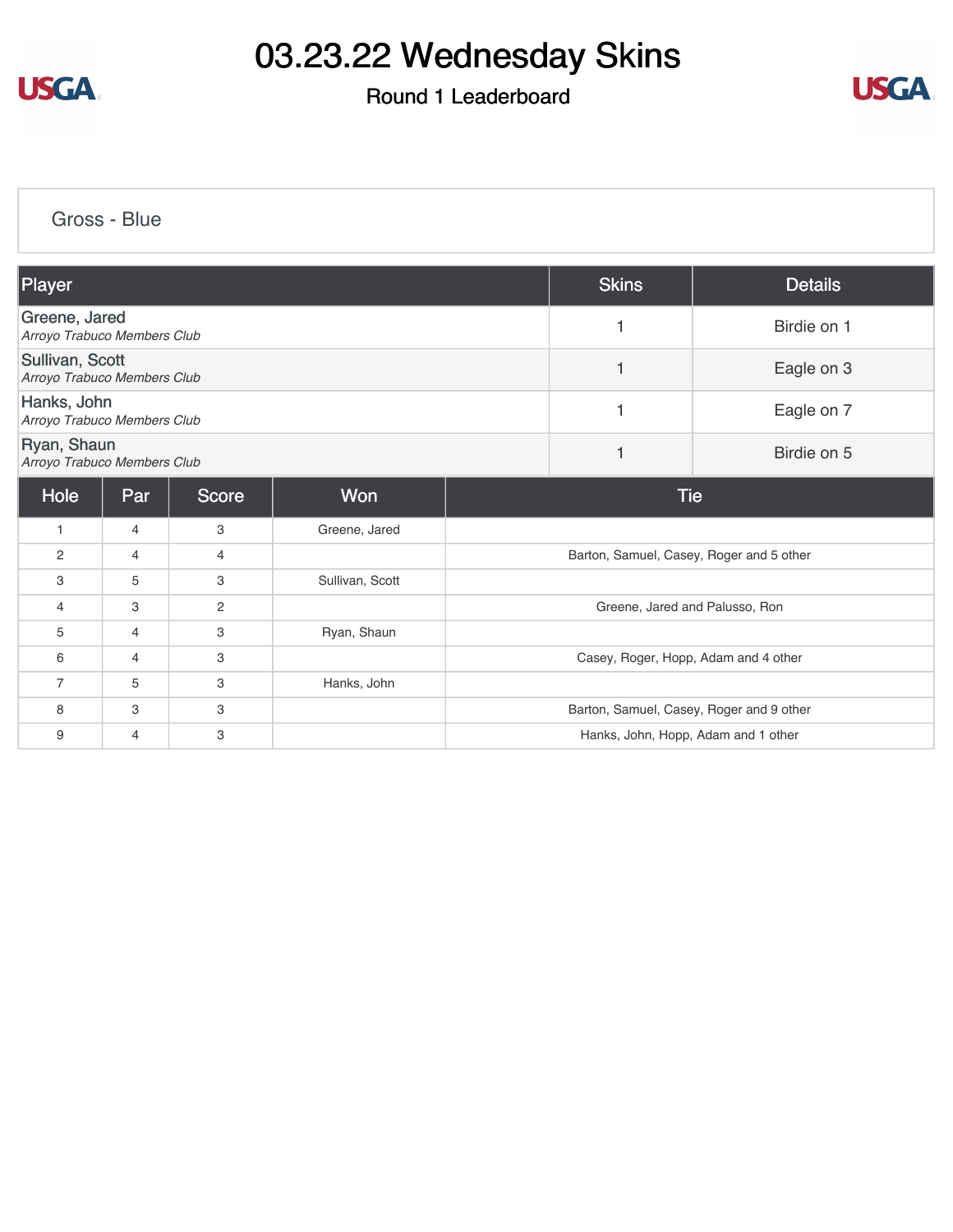# 03.23.22 Wednesday Skins

## Round 1 Leaderboard

### Gross - Blue

| Player | Skins | Details |
| --- | --- | --- |
| Greene, Jared<br>*Arroyo Trabuco Members Club* | 1 | Birdie on 1 |
| Sullivan, Scott<br>*Arroyo Trabuco Members Club* | 1 | Eagle on 3 |
| Hanks, John<br>*Arroyo Trabuco Members Club* | 1 | Eagle on 7 |
| Ryan, Shaun<br>*Arroyo Trabuco Members Club* | 1 | Birdie on 5 |

| Hole | Par | Score | Won | Tie |
| --- | --- | --- | --- | --- |
| 1 | 4 | 3 | Greene, Jared | |
| 2 | 4 | 4 | | Barton, Samuel, Casey, Roger and 5 other |
| 3 | 5 | 3 | Sullivan, Scott | |
| 4 | 3 | 2 | | Greene, Jared and Palusso, Ron |
| 5 | 4 | 3 | Ryan, Shaun | |
| 6 | 4 | 3 | | Casey, Roger, Hopp, Adam and 4 other |
| 7 | 5 | 3 | Hanks, John | |
| 8 | 3 | 3 | | Barton, Samuel, Casey, Roger and 9 other |
| 9 | 4 | 3 | | Hanks, John, Hopp, Adam and 1 other |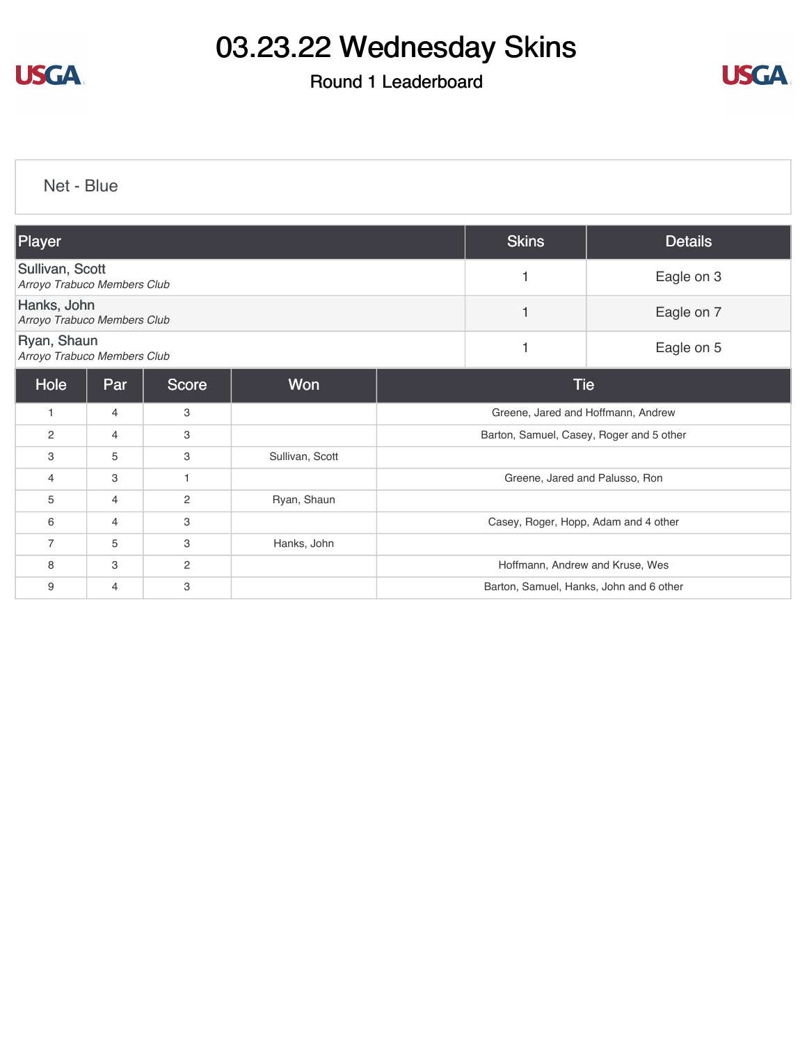# 03.23.22 Wednesday Skins

## Round 1 Leaderboard

### Net - Blue

| Player | Skins | Details |
|---|---|---|
| Sullivan, Scott<br>*Arroyo Trabuco Members Club* | 1 | Eagle on 3 |
| Hanks, John<br>*Arroyo Trabuco Members Club* | 1 | Eagle on 7 |
| Ryan, Shaun<br>*Arroyo Trabuco Members Club* | 1 | Eagle on 5 |

| Hole | Par | Score | Won | Tie |
|---|---|---|---|---|
| 1 | 4 | 3 | | Greene, Jared and Hoffmann, Andrew |
| 2 | 4 | 3 | | Barton, Samuel, Casey, Roger and 5 other |
| 3 | 5 | 3 | Sullivan, Scott | |
| 4 | 3 | 1 | | Greene, Jared and Palusso, Ron |
| 5 | 4 | 2 | Ryan, Shaun | |
| 6 | 4 | 3 | | Casey, Roger, Hopp, Adam and 4 other |
| 7 | 5 | 3 | Hanks, John | |
| 8 | 3 | 2 | | Hoffmann, Andrew and Kruse, Wes |
| 9 | 4 | 3 | | Barton, Samuel, Hanks, John and 6 other |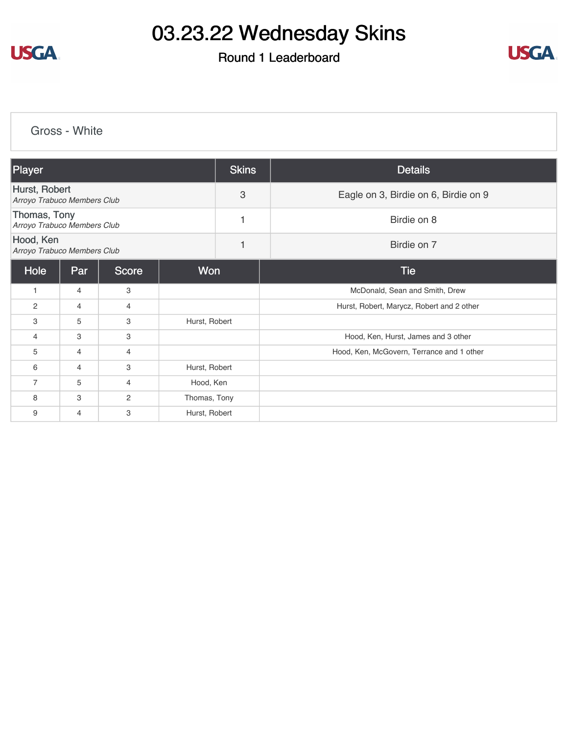# 03.23.22 Wednesday Skins

## Round 1 Leaderboard

### Gross - White

| Player | Skins | Details |
|---|---|---|
| Hurst, Robert<br>*Arroyo Trabuco Members Club* | 3 | Eagle on 3, Birdie on 6, Birdie on 9 |
| Thomas, Tony<br>*Arroyo Trabuco Members Club* | 1 | Birdie on 8 |
| Hood, Ken<br>*Arroyo Trabuco Members Club* | 1 | Birdie on 7 |

| Hole | Par | Score | Won | Tie |
|---|---|---|---|---|
| 1 | 4 | 3 | | McDonald, Sean and Smith, Drew |
| 2 | 4 | 4 | | Hurst, Robert, Marycz, Robert and 2 other |
| 3 | 5 | 3 | Hurst, Robert | |
| 4 | 3 | 3 | | Hood, Ken, Hurst, James and 3 other |
| 5 | 4 | 4 | | Hood, Ken, McGovern, Terrance and 1 other |
| 6 | 4 | 3 | Hurst, Robert | |
| 7 | 5 | 4 | Hood, Ken | |
| 8 | 3 | 2 | Thomas, Tony | |
| 9 | 4 | 3 | Hurst, Robert | |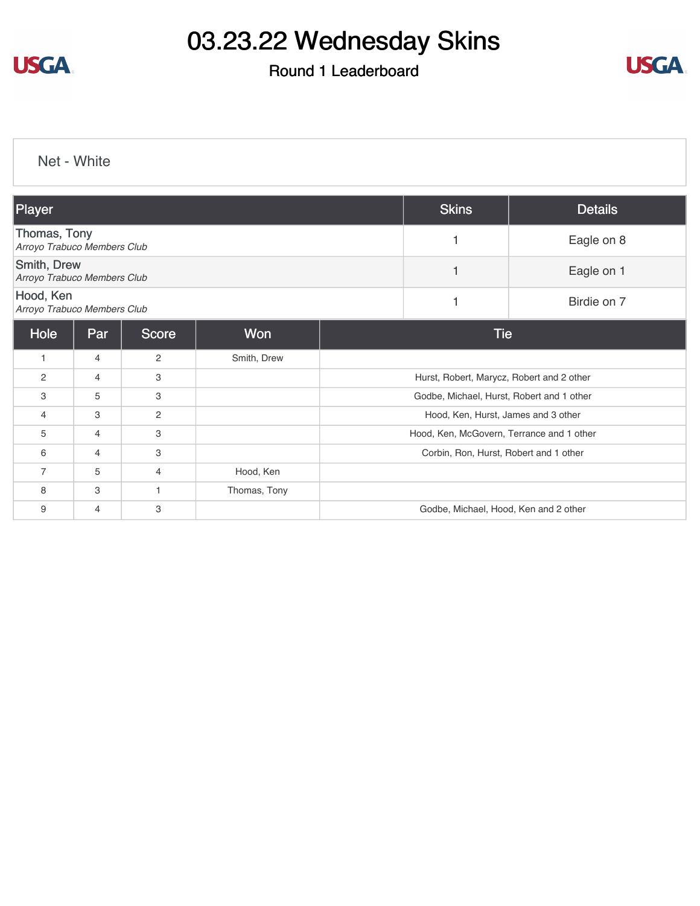# 03.23.22 Wednesday Skins

## Round 1 Leaderboard

### Net - White

| Player | Skins | Details |
| --- | --- | --- |
| Thomas, Tony<br>*Arroyo Trabuco Members Club* | 1 | Eagle on 8 |
| Smith, Drew<br>*Arroyo Trabuco Members Club* | 1 | Eagle on 1 |
| Hood, Ken<br>*Arroyo Trabuco Members Club* | 1 | Birdie on 7 |

| Hole | Par | Score | Won | Tie |
| --- | --- | --- | --- | --- |
| 1 | 4 | 2 | Smith, Drew | |
| 2 | 4 | 3 | | Hurst, Robert, Marycz, Robert and 2 other |
| 3 | 5 | 3 | | Godbe, Michael, Hurst, Robert and 1 other |
| 4 | 3 | 2 | | Hood, Ken, Hurst, James and 3 other |
| 5 | 4 | 3 | | Hood, Ken, McGovern, Terrance and 1 other |
| 6 | 4 | 3 | | Corbin, Ron, Hurst, Robert and 1 other |
| 7 | 5 | 4 | Hood, Ken | |
| 8 | 3 | 1 | Thomas, Tony | |
| 9 | 4 | 3 | | Godbe, Michael, Hood, Ken and 2 other |